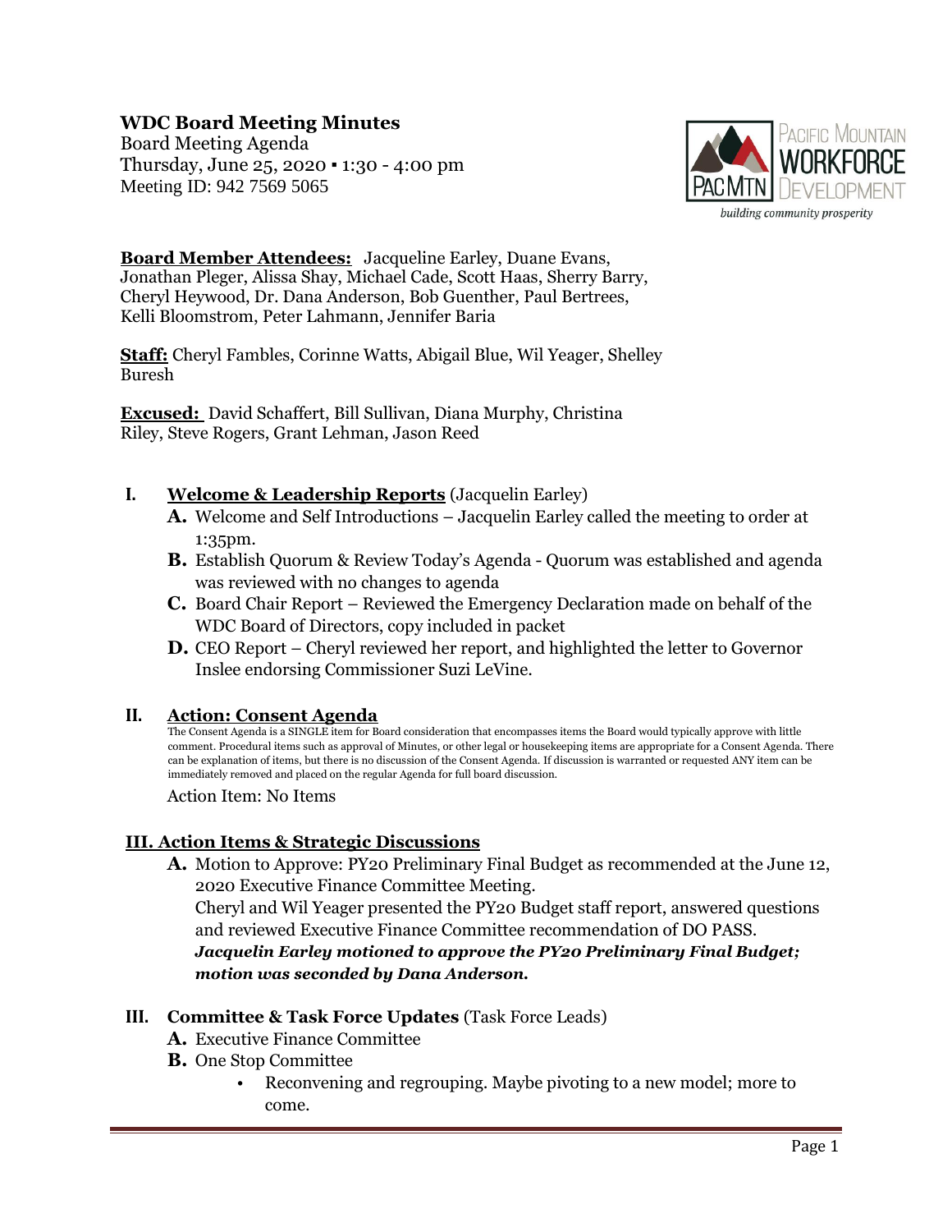# WDC Board Meeting Minutes

Board Meeting Agenda
Thursday, June 25, 2020 ▪ 1:30 - 4:00 pm
Meeting ID: 942 7569 5065

PACIFIC MOUNTAIN WORKFORCE DEVELOPMENT
building community prosperity

**Board Member Attendees:** Jacqueline Earley, Duane Evans, Jonathan Pleger, Alissa Shay, Michael Cade, Scott Haas, Sherry Barry, Cheryl Heywood, Dr. Dana Anderson, Bob Guenther, Paul Bertrees, Kelli Bloomstrom, Peter Lahmann, Jennifer Baria

**Staff:** Cheryl Fambles, Corinne Watts, Abigail Blue, Wil Yeager, Shelley Buresh

**Excused:** David Schaffert, Bill Sullivan, Diana Murphy, Christina Riley, Steve Rogers, Grant Lehman, Jason Reed

## I. Welcome & Leadership Reports (Jacquelin Earley)

- **A.** Welcome and Self Introductions – Jacquelin Earley called the meeting to order at 1:35pm.
- **B.** Establish Quorum & Review Today's Agenda - Quorum was established and agenda was reviewed with no changes to agenda
- **C.** Board Chair Report – Reviewed the Emergency Declaration made on behalf of the WDC Board of Directors, copy included in packet
- **D.** CEO Report – Cheryl reviewed her report, and highlighted the letter to Governor Inslee endorsing Commissioner Suzi LeVine.

## II. Action: Consent Agenda

The Consent Agenda is a SINGLE item for Board consideration that encompasses items the Board would typically approve with little comment. Procedural items such as approval of Minutes, or other legal or housekeeping items are appropriate for a Consent Agenda. There can be explanation of items, but there is no discussion of the Consent Agenda. If discussion is warranted or requested ANY item can be immediately removed and placed on the regular Agenda for full board discussion.

Action Item: No Items

## III. Action Items & Strategic Discussions

- **A.** Motion to Approve: PY20 Preliminary Final Budget as recommended at the June 12, 2020 Executive Finance Committee Meeting.
  Cheryl and Wil Yeager presented the PY20 Budget staff report, answered questions and reviewed Executive Finance Committee recommendation of DO PASS.
  ***Jacquelin Earley motioned to approve the PY20 Preliminary Final Budget; motion was seconded by Dana Anderson.***

## III. Committee & Task Force Updates (Task Force Leads)

- **A.** Executive Finance Committee
- **B.** One Stop Committee
  - Reconvening and regrouping. Maybe pivoting to a new model; more to come.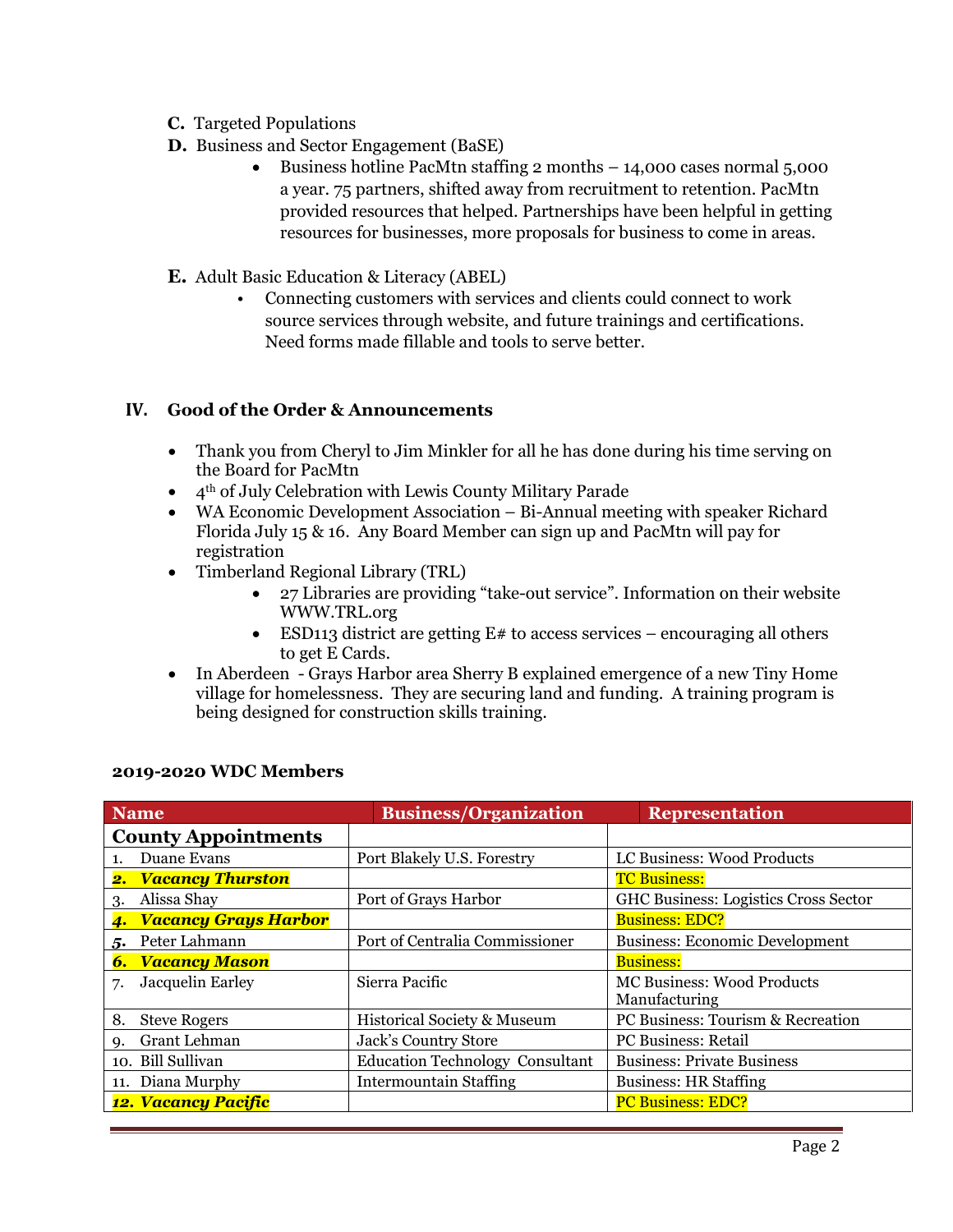**C.** Targeted Populations

**D.** Business and Sector Engagement (BaSE)

- Business hotline PacMtn staffing 2 months – 14,000 cases normal 5,000 a year. 75 partners, shifted away from recruitment to retention. PacMtn provided resources that helped. Partnerships have been helpful in getting resources for businesses, more proposals for business to come in areas.

**E.** Adult Basic Education & Literacy (ABEL)

- Connecting customers with services and clients could connect to work source services through website, and future trainings and certifications. Need forms made fillable and tools to serve better.

## IV. Good of the Order & Announcements

- Thank you from Cheryl to Jim Minkler for all he has done during his time serving on the Board for PacMtn
- 4th of July Celebration with Lewis County Military Parade
- WA Economic Development Association – Bi-Annual meeting with speaker Richard Florida July 15 & 16. Any Board Member can sign up and PacMtn will pay for registration
- Timberland Regional Library (TRL)
  - 27 Libraries are providing "take-out service". Information on their website WWW.TRL.org
  - ESD113 district are getting E# to access services – encouraging all others to get E Cards.
- In Aberdeen - Grays Harbor area Sherry B explained emergence of a new Tiny Home village for homelessness. They are securing land and funding. A training program is being designed for construction skills training.

**2019-2020 WDC Members**

| Name | Business/Organization | Representation |
|---|---|---|
| **County Appointments** | | |
| 1. Duane Evans | Port Blakely U.S. Forestry | LC Business: Wood Products |
| ***2. Vacancy Thurston*** | | TC Business: |
| 3. Alissa Shay | Port of Grays Harbor | GHC Business: Logistics Cross Sector |
| ***4. Vacancy Grays Harbor*** | | Business: EDC? |
| 5. Peter Lahmann | Port of Centralia Commissioner | Business: Economic Development |
| ***6. Vacancy Mason*** | | Business: |
| 7. Jacquelin Earley | Sierra Pacific | MC Business: Wood Products Manufacturing |
| 8. Steve Rogers | Historical Society & Museum | PC Business: Tourism & Recreation |
| 9. Grant Lehman | Jack's Country Store | PC Business: Retail |
| 10. Bill Sullivan | Education Technology Consultant | Business: Private Business |
| 11. Diana Murphy | Intermountain Staffing | Business: HR Staffing |
| ***12. Vacancy Pacific*** | | PC Business: EDC? |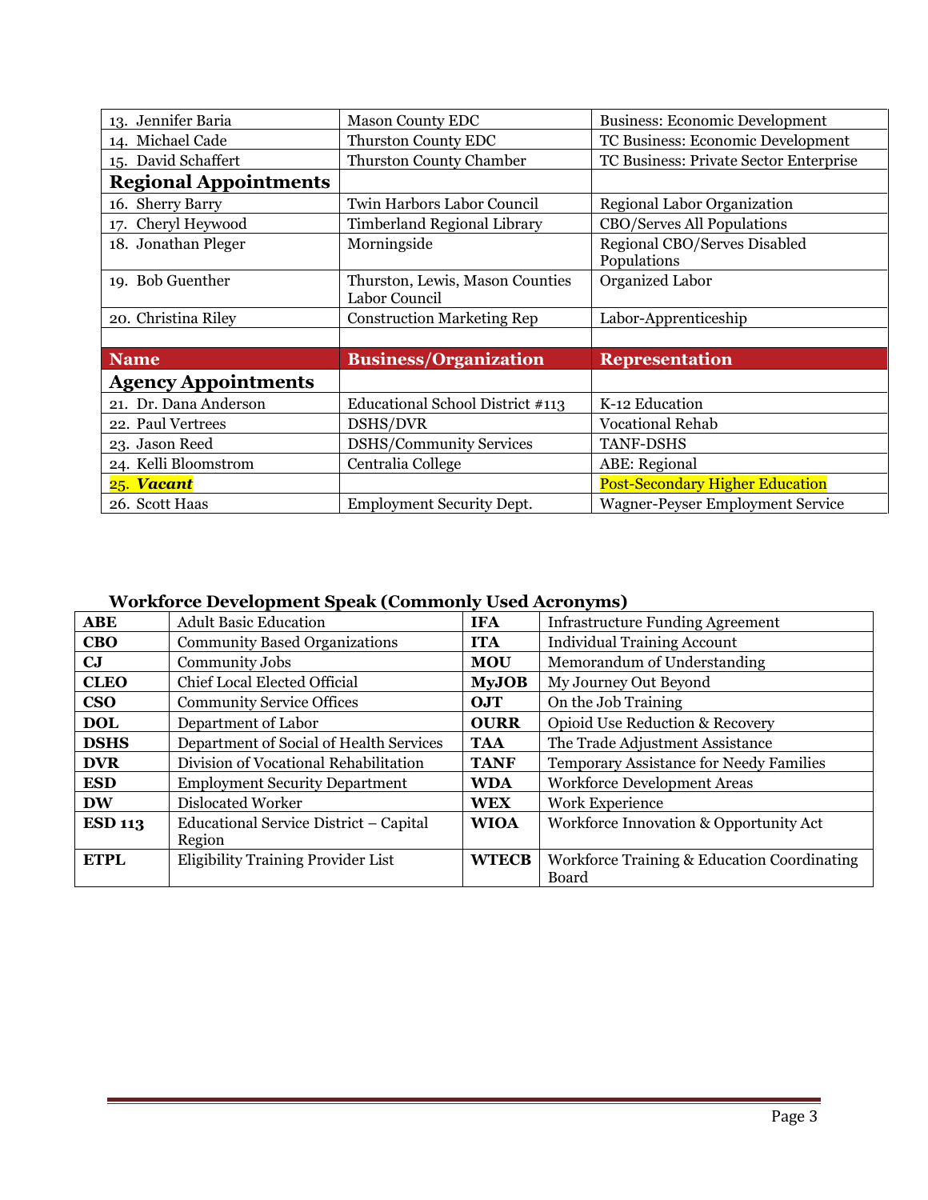| | | |
|---|---|---|
| 13. Jennifer Baria | Mason County EDC | Business: Economic Development |
| 14. Michael Cade | Thurston County EDC | TC Business: Economic Development |
| 15. David Schaffert | Thurston County Chamber | TC Business: Private Sector Enterprise |
| **Regional Appointments** | | |
| 16. Sherry Barry | Twin Harbors Labor Council | Regional Labor Organization |
| 17. Cheryl Heywood | Timberland Regional Library | CBO/Serves All Populations |
| 18. Jonathan Pleger | Morningside | Regional CBO/Serves Disabled Populations |
| 19. Bob Guenther | Thurston, Lewis, Mason Counties Labor Council | Organized Labor |
| 20. Christina Riley | Construction Marketing Rep | Labor-Apprenticeship |
| | | |
| **Name** | **Business/Organization** | **Representation** |
| **Agency Appointments** | | |
| 21. Dr. Dana Anderson | Educational School District #113 | K-12 Education |
| 22. Paul Vertrees | DSHS/DVR | Vocational Rehab |
| 23. Jason Reed | DSHS/Community Services | TANF-DSHS |
| 24. Kelli Bloomstrom | Centralia College | ABE: Regional |
| 25. ***Vacant*** | | Post-Secondary Higher Education |
| 26. Scott Haas | Employment Security Dept. | Wagner-Peyser Employment Service |

### Workforce Development Speak (Commonly Used Acronyms)

| | | | |
|---|---|---|---|
| **ABE** | Adult Basic Education | **IFA** | Infrastructure Funding Agreement |
| **CBO** | Community Based Organizations | **ITA** | Individual Training Account |
| **CJ** | Community Jobs | **MOU** | Memorandum of Understanding |
| **CLEO** | Chief Local Elected Official | **MyJOB** | My Journey Out Beyond |
| **CSO** | Community Service Offices | **OJT** | On the Job Training |
| **DOL** | Department of Labor | **OURR** | Opioid Use Reduction & Recovery |
| **DSHS** | Department of Social of Health Services | **TAA** | The Trade Adjustment Assistance |
| **DVR** | Division of Vocational Rehabilitation | **TANF** | Temporary Assistance for Needy Families |
| **ESD** | Employment Security Department | **WDA** | Workforce Development Areas |
| **DW** | Dislocated Worker | **WEX** | Work Experience |
| **ESD 113** | Educational Service District – Capital Region | **WIOA** | Workforce Innovation & Opportunity Act |
| **ETPL** | Eligibility Training Provider List | **WTECB** | Workforce Training & Education Coordinating Board |